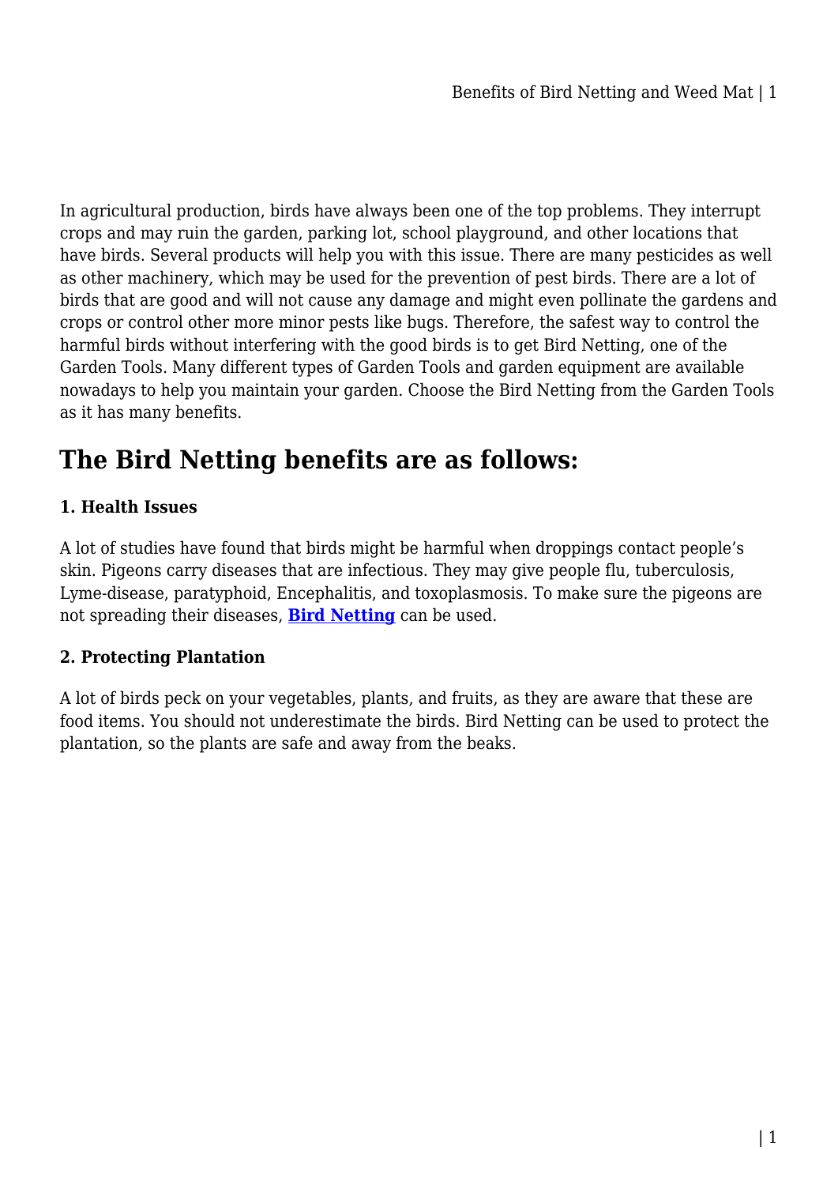In agricultural production, birds have always been one of the top problems. They interrupt crops and may ruin the garden, parking lot, school playground, and other locations that have birds. Several products will help you with this issue. There are many pesticides as well as other machinery, which may be used for the prevention of pest birds. There are a lot of birds that are good and will not cause any damage and might even pollinate the gardens and crops or control other more minor pests like bugs. Therefore, the safest way to control the harmful birds without interfering with the good birds is to get Bird Netting, one of the Garden Tools. Many different types of Garden Tools and garden equipment are available nowadays to help you maintain your garden. Choose the Bird Netting from the Garden Tools as it has many benefits.

## The Bird Netting benefits are as follows:

#### 1. Health Issues

A lot of studies have found that birds might be harmful when droppings contact people's skin. Pigeons carry diseases that are infectious. They may give people flu, tuberculosis, Lyme-disease, paratyphoid, Encephalitis, and toxoplasmosis. To make sure the pigeons are not spreading their diseases, **Bird Netting** can be used.

#### 2. Protecting Plantation

A lot of birds peck on your vegetables, plants, and fruits, as they are aware that these are food items. You should not underestimate the birds. Bird Netting can be used to protect the plantation, so the plants are safe and away from the beaks.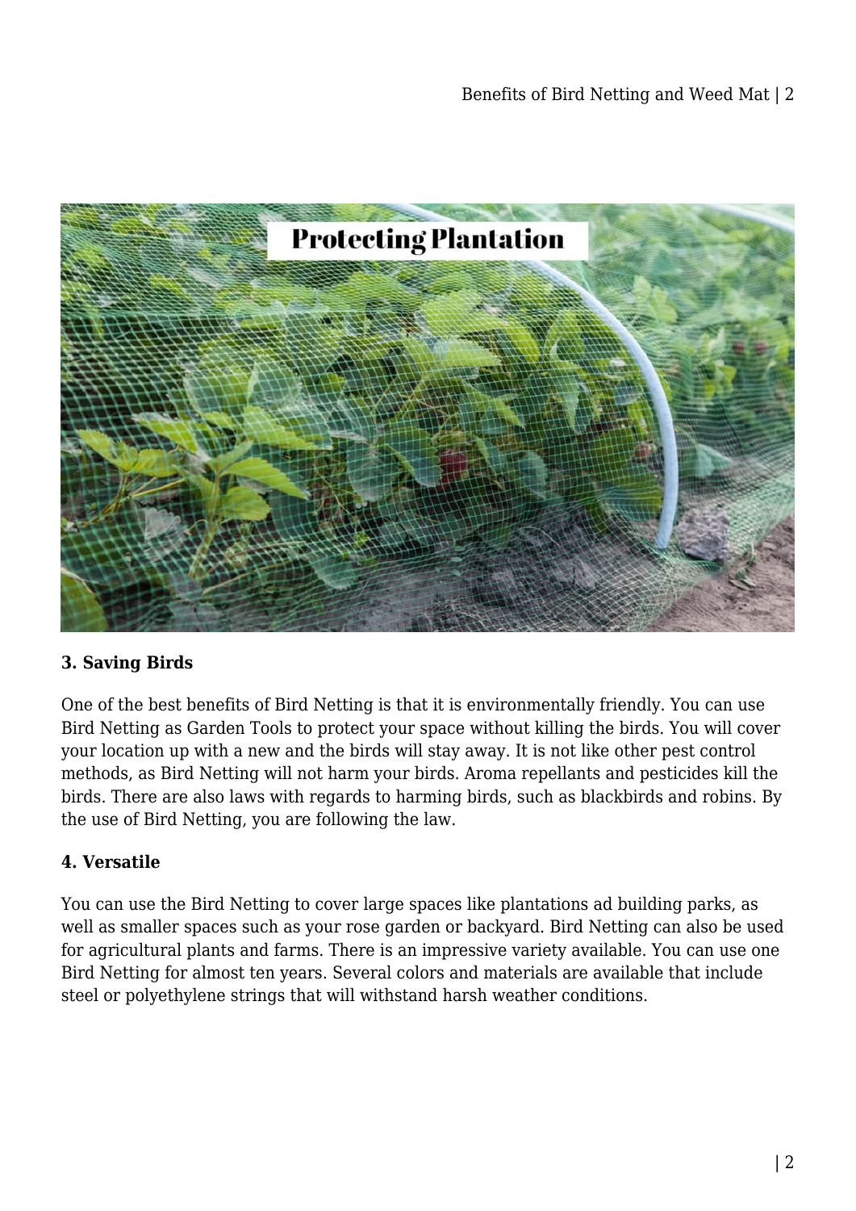### 3. Saving Birds

One of the best benefits of Bird Netting is that it is environmentally friendly. You can use Bird Netting as Garden Tools to protect your space without killing the birds. You will cover your location up with a new and the birds will stay away. It is not like other pest control methods, as Bird Netting will not harm your birds. Aroma repellants and pesticides kill the birds. There are also laws with regards to harming birds, such as blackbirds and robins. By the use of Bird Netting, you are following the law.

### 4. Versatile

You can use the Bird Netting to cover large spaces like plantations ad building parks, as well as smaller spaces such as your rose garden or backyard. Bird Netting can also be used for agricultural plants and farms. There is an impressive variety available. You can use one Bird Netting for almost ten years. Several colors and materials are available that include steel or polyethylene strings that will withstand harsh weather conditions.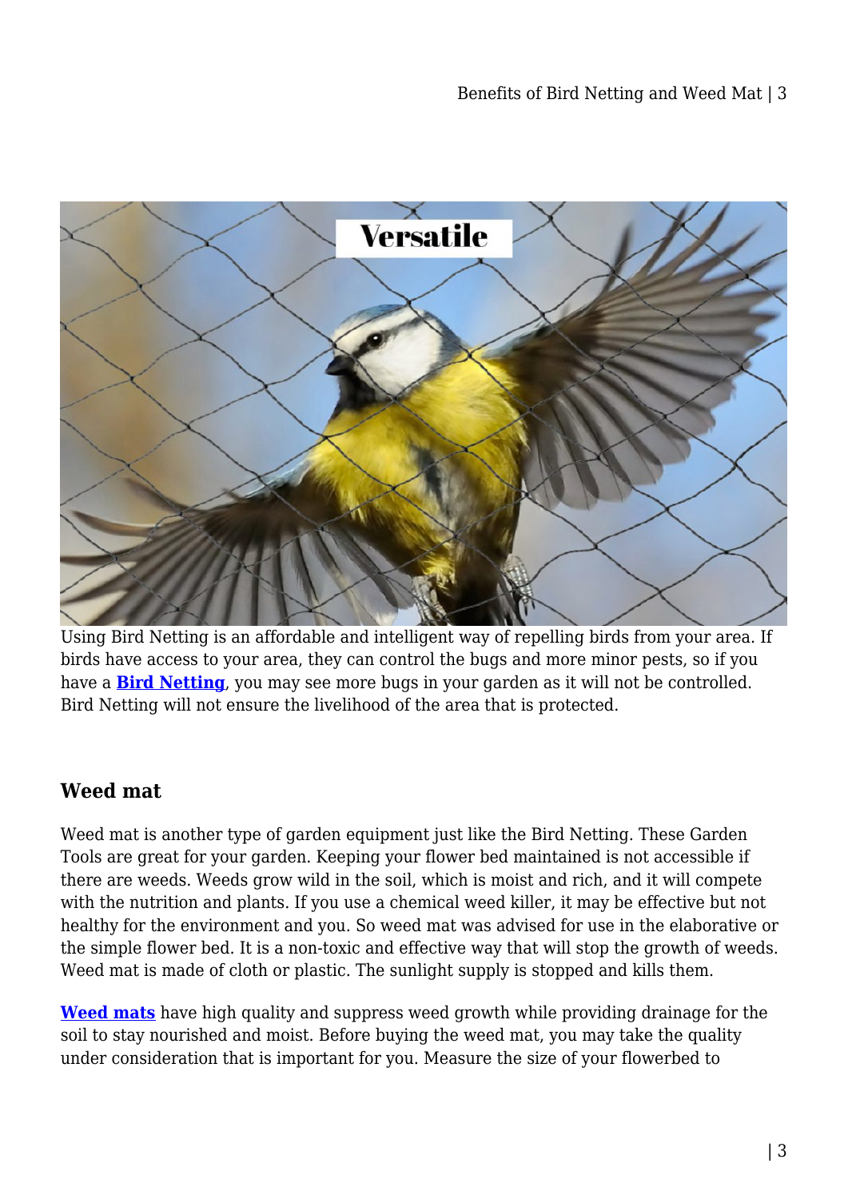Using Bird Netting is an affordable and intelligent way of repelling birds from your area. If birds have access to your area, they can control the bugs and more minor pests, so if you have a **Bird Netting**, you may see more bugs in your garden as it will not be controlled. Bird Netting will not ensure the livelihood of the area that is protected.

## Weed mat

Weed mat is another type of garden equipment just like the Bird Netting. These Garden Tools are great for your garden. Keeping your flower bed maintained is not accessible if there are weeds. Weeds grow wild in the soil, which is moist and rich, and it will compete with the nutrition and plants. If you use a chemical weed killer, it may be effective but not healthy for the environment and you. So weed mat was advised for use in the elaborative or the simple flower bed. It is a non-toxic and effective way that will stop the growth of weeds. Weed mat is made of cloth or plastic. The sunlight supply is stopped and kills them.

**Weed mats** have high quality and suppress weed growth while providing drainage for the soil to stay nourished and moist. Before buying the weed mat, you may take the quality under consideration that is important for you. Measure the size of your flowerbed to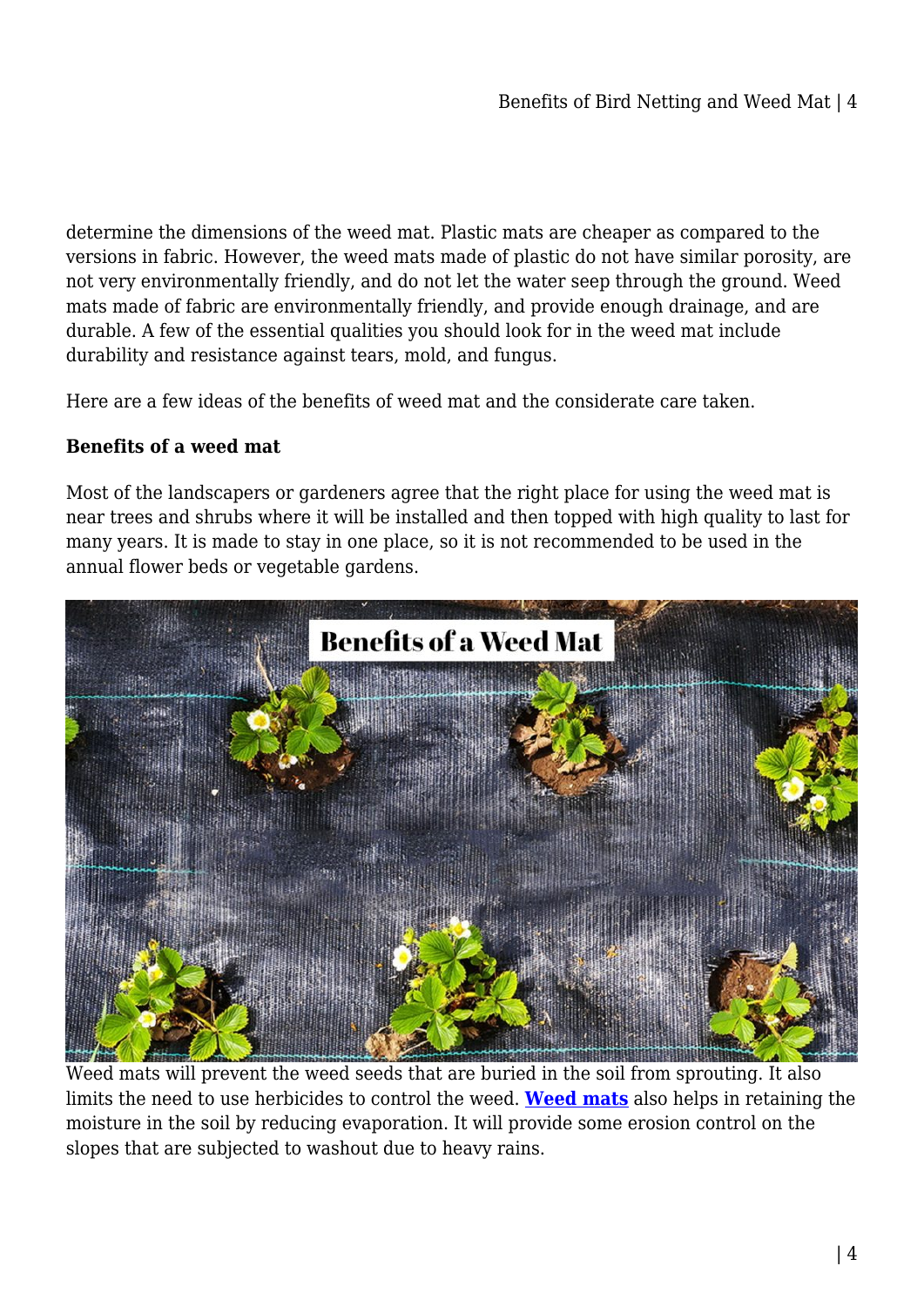determine the dimensions of the weed mat. Plastic mats are cheaper as compared to the versions in fabric. However, the weed mats made of plastic do not have similar porosity, are not very environmentally friendly, and do not let the water seep through the ground. Weed mats made of fabric are environmentally friendly, and provide enough drainage, and are durable. A few of the essential qualities you should look for in the weed mat include durability and resistance against tears, mold, and fungus.

Here are a few ideas of the benefits of weed mat and the considerate care taken.

**Benefits of a weed mat**

Most of the landscapers or gardeners agree that the right place for using the weed mat is near trees and shrubs where it will be installed and then topped with high quality to last for many years. It is made to stay in one place, so it is not recommended to be used in the annual flower beds or vegetable gardens.

Weed mats will prevent the weed seeds that are buried in the soil from sprouting. It also limits the need to use herbicides to control the weed. **Weed mats** also helps in retaining the moisture in the soil by reducing evaporation. It will provide some erosion control on the slopes that are subjected to washout due to heavy rains.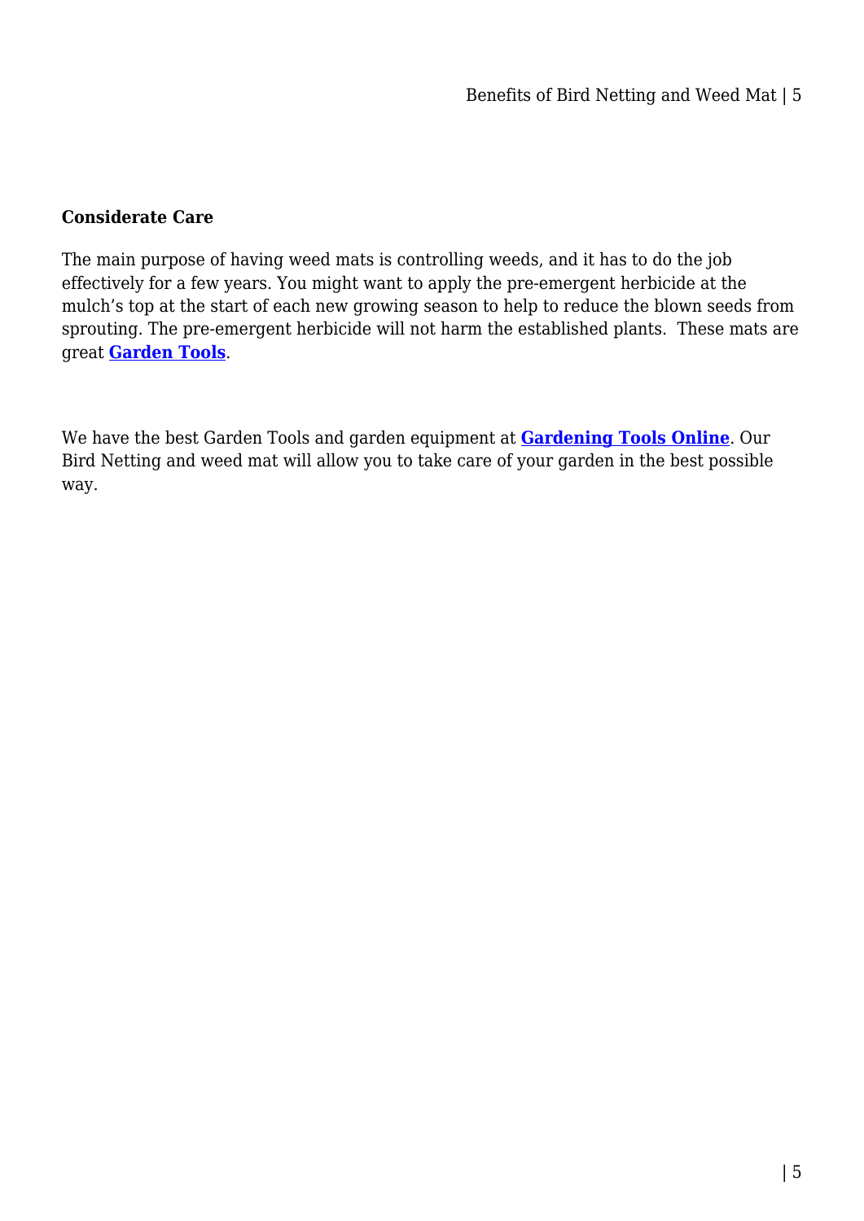**Considerate Care**

The main purpose of having weed mats is controlling weeds, and it has to do the job effectively for a few years. You might want to apply the pre-emergent herbicide at the mulch's top at the start of each new growing season to help to reduce the blown seeds from sprouting. The pre-emergent herbicide will not harm the established plants.  These mats are great **Garden Tools**.

We have the best Garden Tools and garden equipment at **Gardening Tools Online**. Our Bird Netting and weed mat will allow you to take care of your garden in the best possible way.